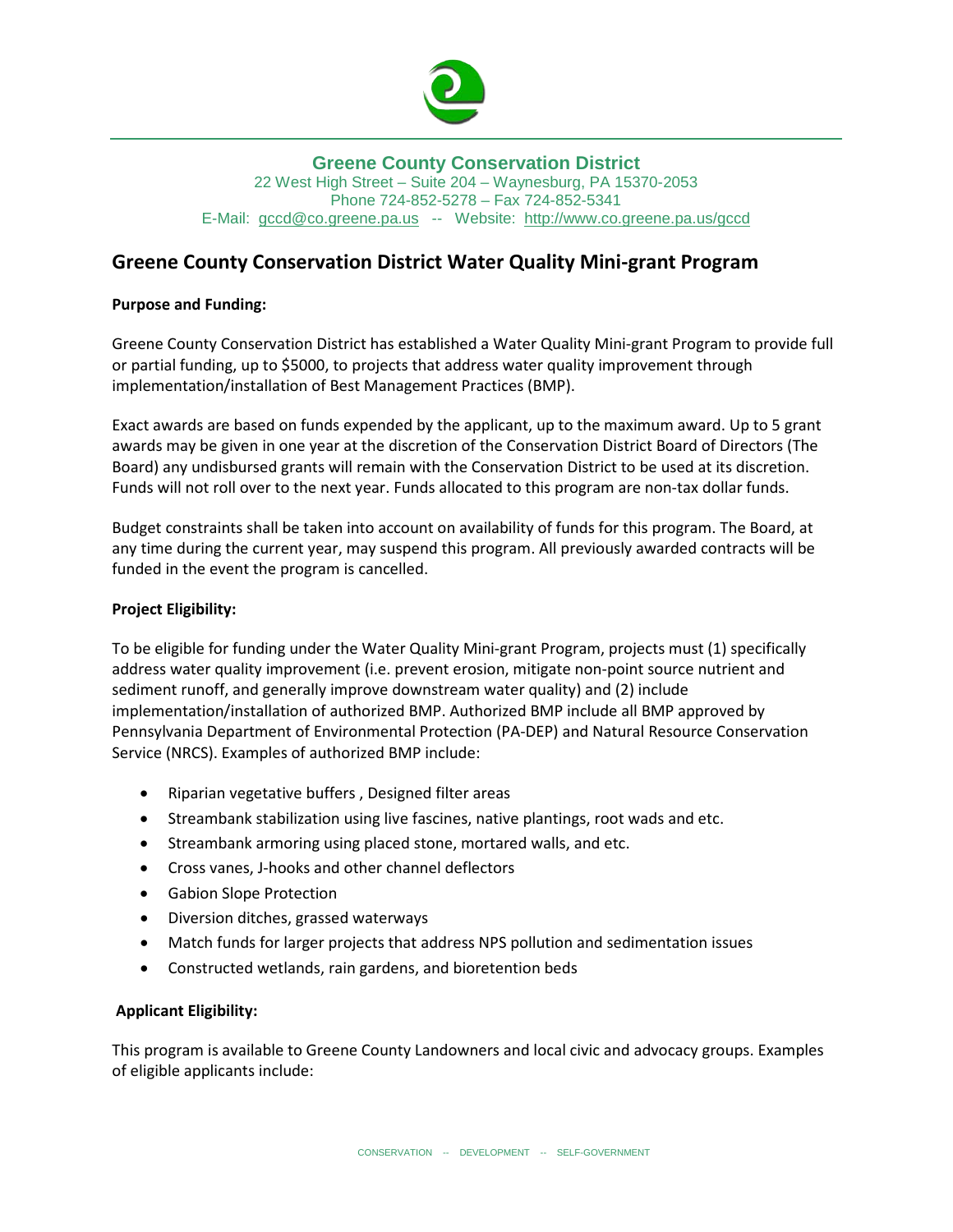**Greene County Conservation District**
22 West High Street – Suite 204 – Waynesburg, PA 15370-2053
Phone 724-852-5278 – Fax 724-852-5341
E-Mail: gccd@co.greene.pa.us -- Website: http://www.co.greene.pa.us/gccd

# Greene County Conservation District Water Quality Mini-grant Program

**Purpose and Funding:**

Greene County Conservation District has established a Water Quality Mini-grant Program to provide full or partial funding, up to $5000, to projects that address water quality improvement through implementation/installation of Best Management Practices (BMP).

Exact awards are based on funds expended by the applicant, up to the maximum award. Up to 5 grant awards may be given in one year at the discretion of the Conservation District Board of Directors (The Board) any undisbursed grants will remain with the Conservation District to be used at its discretion. Funds will not roll over to the next year. Funds allocated to this program are non-tax dollar funds.

Budget constraints shall be taken into account on availability of funds for this program. The Board, at any time during the current year, may suspend this program. All previously awarded contracts will be funded in the event the program is cancelled.

**Project Eligibility:**

To be eligible for funding under the Water Quality Mini-grant Program, projects must (1) specifically address water quality improvement (i.e. prevent erosion, mitigate non-point source nutrient and sediment runoff, and generally improve downstream water quality) and (2) include implementation/installation of authorized BMP. Authorized BMP include all BMP approved by Pennsylvania Department of Environmental Protection (PA-DEP) and Natural Resource Conservation Service (NRCS). Examples of authorized BMP include:

- Riparian vegetative buffers , Designed filter areas
- Streambank stabilization using live fascines, native plantings, root wads and etc.
- Streambank armoring using placed stone, mortared walls, and etc.
- Cross vanes, J-hooks and other channel deflectors
- Gabion Slope Protection
- Diversion ditches, grassed waterways
- Match funds for larger projects that address NPS pollution and sedimentation issues
- Constructed wetlands, rain gardens, and bioretention beds

**Applicant Eligibility:**

This program is available to Greene County Landowners and local civic and advocacy groups. Examples of eligible applicants include: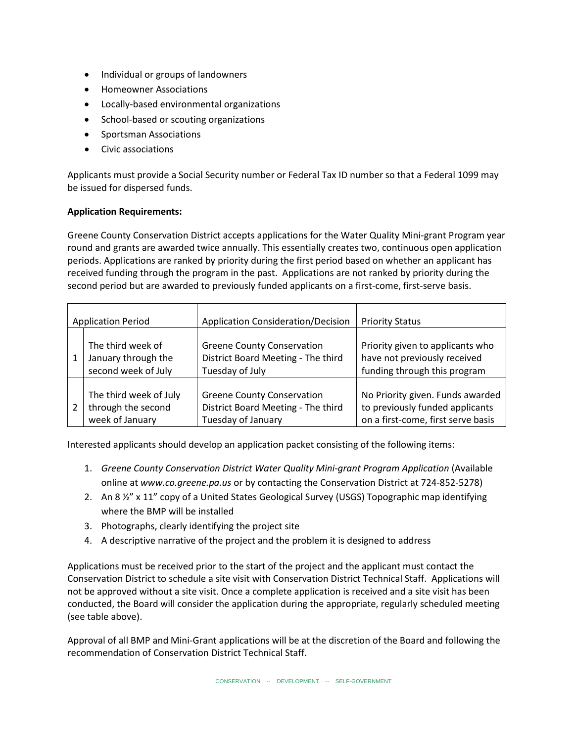- Individual or groups of landowners
- Homeowner Associations
- Locally-based environmental organizations
- School-based or scouting organizations
- Sportsman Associations
- Civic associations

Applicants must provide a Social Security number or Federal Tax ID number so that a Federal 1099 may be issued for dispersed funds.

**Application Requirements:**

Greene County Conservation District accepts applications for the Water Quality Mini-grant Program year round and grants are awarded twice annually. This essentially creates two, continuous open application periods. Applications are ranked by priority during the first period based on whether an applicant has received funding through the program in the past. Applications are not ranked by priority during the second period but are awarded to previously funded applicants on a first-come, first-serve basis.

| Application Period | | Application Consideration/Decision | Priority Status |
|---|---|---|---|
| 1 | The third week of January through the second week of July | Greene County Conservation District Board Meeting - The third Tuesday of July | Priority given to applicants who have not previously received funding through this program |
| 2 | The third week of July through the second week of January | Greene County Conservation District Board Meeting - The third Tuesday of January | No Priority given. Funds awarded to previously funded applicants on a first-come, first serve basis |

Interested applicants should develop an application packet consisting of the following items:

1. *Greene County Conservation District Water Quality Mini-grant Program Application* (Available online at *www.co.greene.pa.us* or by contacting the Conservation District at 724-852-5278)
2. An 8 ½" x 11" copy of a United States Geological Survey (USGS) Topographic map identifying where the BMP will be installed
3. Photographs, clearly identifying the project site
4. A descriptive narrative of the project and the problem it is designed to address

Applications must be received prior to the start of the project and the applicant must contact the Conservation District to schedule a site visit with Conservation District Technical Staff. Applications will not be approved without a site visit. Once a complete application is received and a site visit has been conducted, the Board will consider the application during the appropriate, regularly scheduled meeting (see table above).

Approval of all BMP and Mini-Grant applications will be at the discretion of the Board and following the recommendation of Conservation District Technical Staff.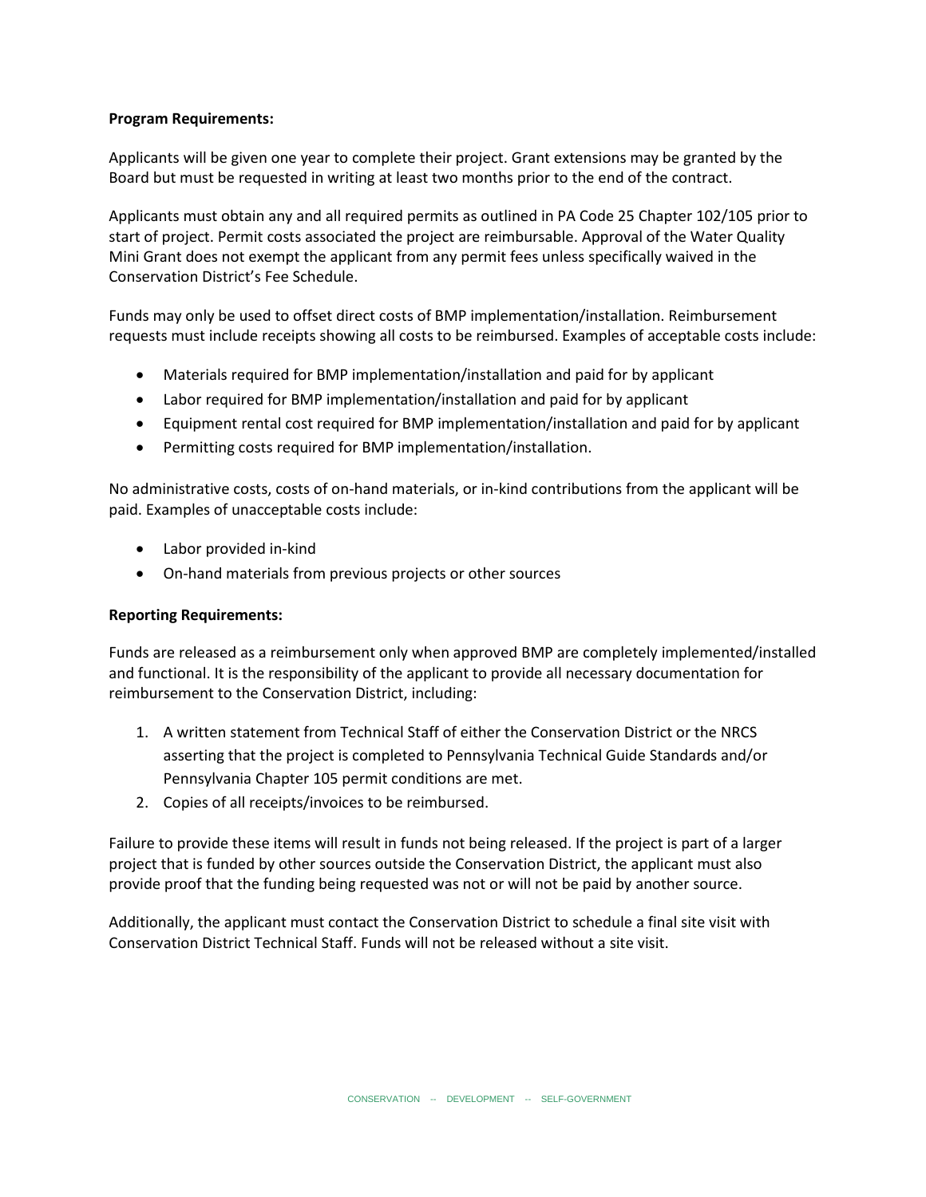**Program Requirements:**

Applicants will be given one year to complete their project. Grant extensions may be granted by the Board but must be requested in writing at least two months prior to the end of the contract.

Applicants must obtain any and all required permits as outlined in PA Code 25 Chapter 102/105 prior to start of project. Permit costs associated the project are reimbursable. Approval of the Water Quality Mini Grant does not exempt the applicant from any permit fees unless specifically waived in the Conservation District's Fee Schedule.

Funds may only be used to offset direct costs of BMP implementation/installation. Reimbursement requests must include receipts showing all costs to be reimbursed. Examples of acceptable costs include:

- Materials required for BMP implementation/installation and paid for by applicant
- Labor required for BMP implementation/installation and paid for by applicant
- Equipment rental cost required for BMP implementation/installation and paid for by applicant
- Permitting costs required for BMP implementation/installation.

No administrative costs, costs of on-hand materials, or in-kind contributions from the applicant will be paid. Examples of unacceptable costs include:

- Labor provided in-kind
- On-hand materials from previous projects or other sources

**Reporting Requirements:**

Funds are released as a reimbursement only when approved BMP are completely implemented/installed and functional. It is the responsibility of the applicant to provide all necessary documentation for reimbursement to the Conservation District, including:

1. A written statement from Technical Staff of either the Conservation District or the NRCS asserting that the project is completed to Pennsylvania Technical Guide Standards and/or Pennsylvania Chapter 105 permit conditions are met.
2. Copies of all receipts/invoices to be reimbursed.

Failure to provide these items will result in funds not being released. If the project is part of a larger project that is funded by other sources outside the Conservation District, the applicant must also provide proof that the funding being requested was not or will not be paid by another source.

Additionally, the applicant must contact the Conservation District to schedule a final site visit with Conservation District Technical Staff. Funds will not be released without a site visit.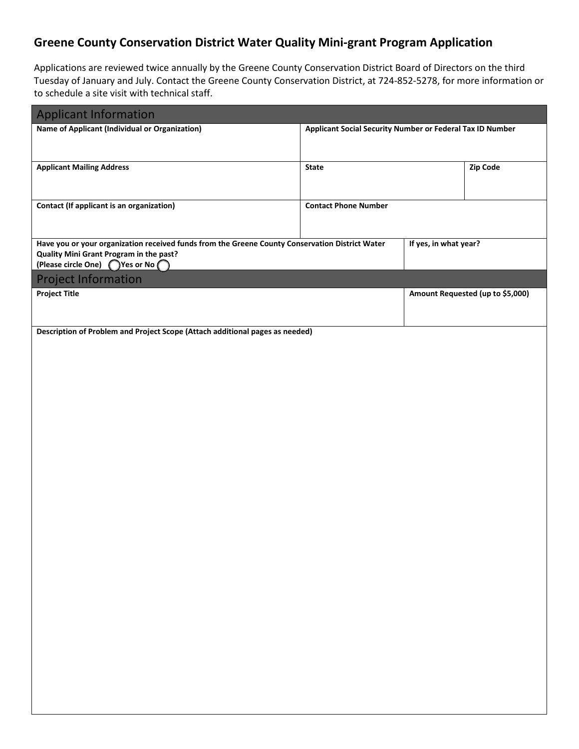## Greene County Conservation District Water Quality Mini-grant Program Application

Applications are reviewed twice annually by the Greene County Conservation District Board of Directors on the third Tuesday of January and July. Contact the Greene County Conservation District, at 724-852-5278, for more information or to schedule a site visit with technical staff.

### Applicant Information

| **Name of Applicant (Individual or Organization)** | **Applicant Social Security Number or Federal Tax ID Number** | |
|---|---|---|
| | | |
| **Applicant Mailing Address** | **State** | **Zip Code** |
| | | |
| **Contact (If applicant is an organization)** | **Contact Phone Number** | |
| | | |

| **Have you or your organization received funds from the Greene County Conservation District Water Quality Mini Grant Program in the past? (Please circle One) ◯ Yes or No ◯** | **If yes, in what year?** |
|---|---|
| | |

### Project Information

| **Project Title** | **Amount Requested (up to $5,000)** |
|---|---|
| | |

**Description of Problem and Project Scope (Attach additional pages as needed)**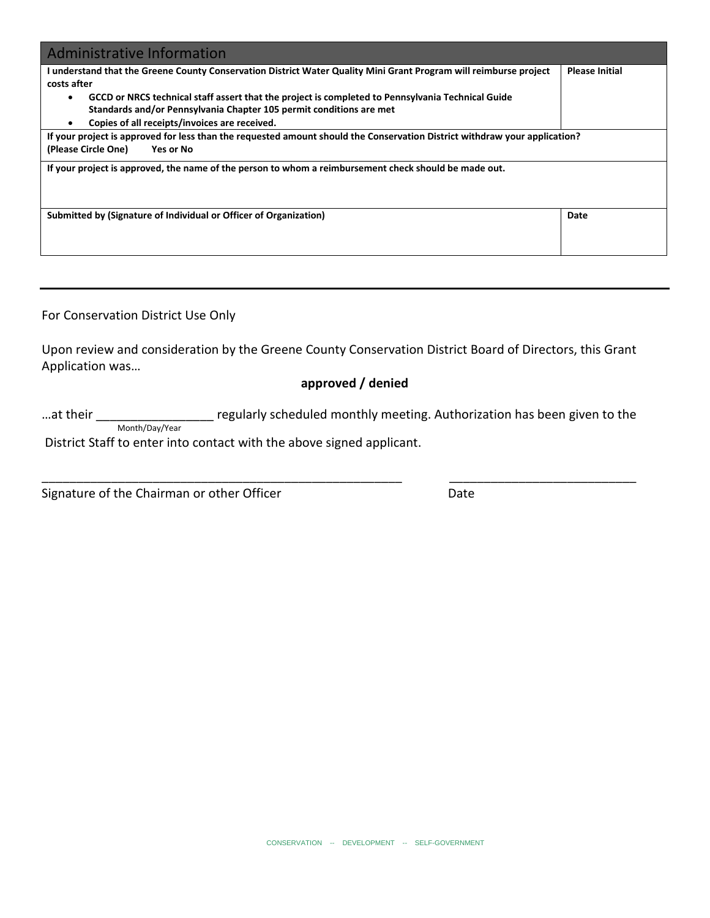## Administrative Information

| | |
|---|---|
| **I understand that the Greene County Conservation District Water Quality Mini Grant Program will reimburse project costs after**<br>• **GCCD or NRCS technical staff assert that the project is completed to Pennsylvania Technical Guide Standards and/or Pennsylvania Chapter 105 permit conditions are met**<br>• **Copies of all receipts/invoices are received.** | **Please Initial** |
| **If your project is approved for less than the requested amount should the Conservation District withdraw your application? (Please Circle One) Yes or No** | |
| **If your project is approved, the name of the person to whom a reimbursement check should be made out.** | |
| **Submitted by (Signature of Individual or Officer of Organization)** | **Date** |

---

For Conservation District Use Only

Upon review and consideration by the Greene County Conservation District Board of Directors, this Grant Application was…

**approved / denied**

…at their _________________ regularly scheduled monthly meeting. Authorization has been given to the
Month/Day/Year
District Staff to enter into contact with the above signed applicant.

_______________________________________________________ ____________________________

Signature of the Chairman or other Officer Date

CONSERVATION -- DEVELOPMENT -- SELF-GOVERNMENT